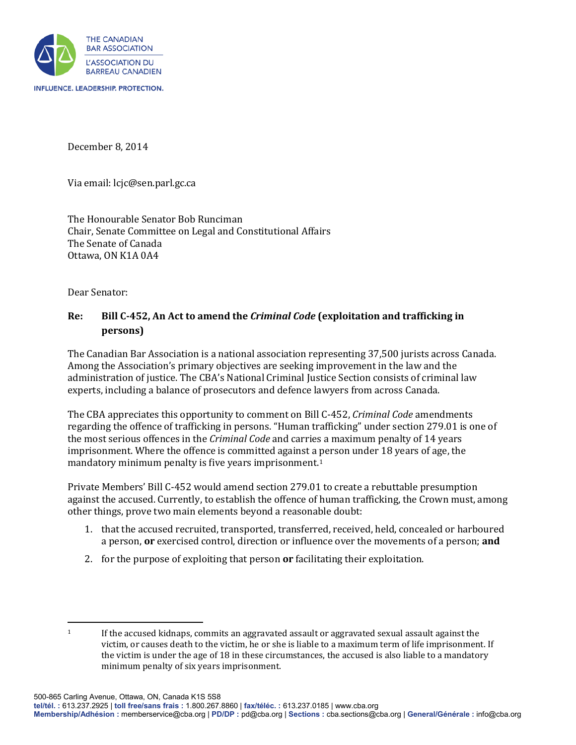THE CANADIAN BAR ASSOCIATION
L'ASSOCIATION DU BARREAU CANADIEN

INFLUENCE. LEADERSHIP. PROTECTION.

December 8, 2014

Via email: lcjc@sen.parl.gc.ca

The Honourable Senator Bob Runciman
Chair, Senate Committee on Legal and Constitutional Affairs
The Senate of Canada
Ottawa, ON K1A 0A4

Dear Senator:

**Re: Bill C-452, An Act to amend the *Criminal Code* (exploitation and trafficking in persons)**

The Canadian Bar Association is a national association representing 37,500 jurists across Canada. Among the Association's primary objectives are seeking improvement in the law and the administration of justice. The CBA's National Criminal Justice Section consists of criminal law experts, including a balance of prosecutors and defence lawyers from across Canada.

The CBA appreciates this opportunity to comment on Bill C-452, *Criminal Code* amendments regarding the offence of trafficking in persons. "Human trafficking" under section 279.01 is one of the most serious offences in the *Criminal Code* and carries a maximum penalty of 14 years imprisonment. Where the offence is committed against a person under 18 years of age, the mandatory minimum penalty is five years imprisonment.[1]

Private Members' Bill C-452 would amend section 279.01 to create a rebuttable presumption against the accused. Currently, to establish the offence of human trafficking, the Crown must, among other things, prove two main elements beyond a reasonable doubt:

1. that the accused recruited, transported, transferred, received, held, concealed or harboured a person, **or** exercised control, direction or influence over the movements of a person; **and**
2. for the purpose of exploiting that person **or** facilitating their exploitation.

[1] If the accused kidnaps, commits an aggravated assault or aggravated sexual assault against the victim, or causes death to the victim, he or she is liable to a maximum term of life imprisonment. If the victim is under the age of 18 in these circumstances, the accused is also liable to a mandatory minimum penalty of six years imprisonment.

500-865 Carling Avenue, Ottawa, ON, Canada K1S 5S8
**tel/tél. :** 613.237.2925 | **toll free/sans frais :** 1.800.267.8860 | **fax/téléc. :** 613.237.0185 | www.cba.org
**Membership/Adhésion :** memberservice@cba.org | **PD/DP :** pd@cba.org | **Sections :** cba.sections@cba.org | **General/Générale :** info@cba.org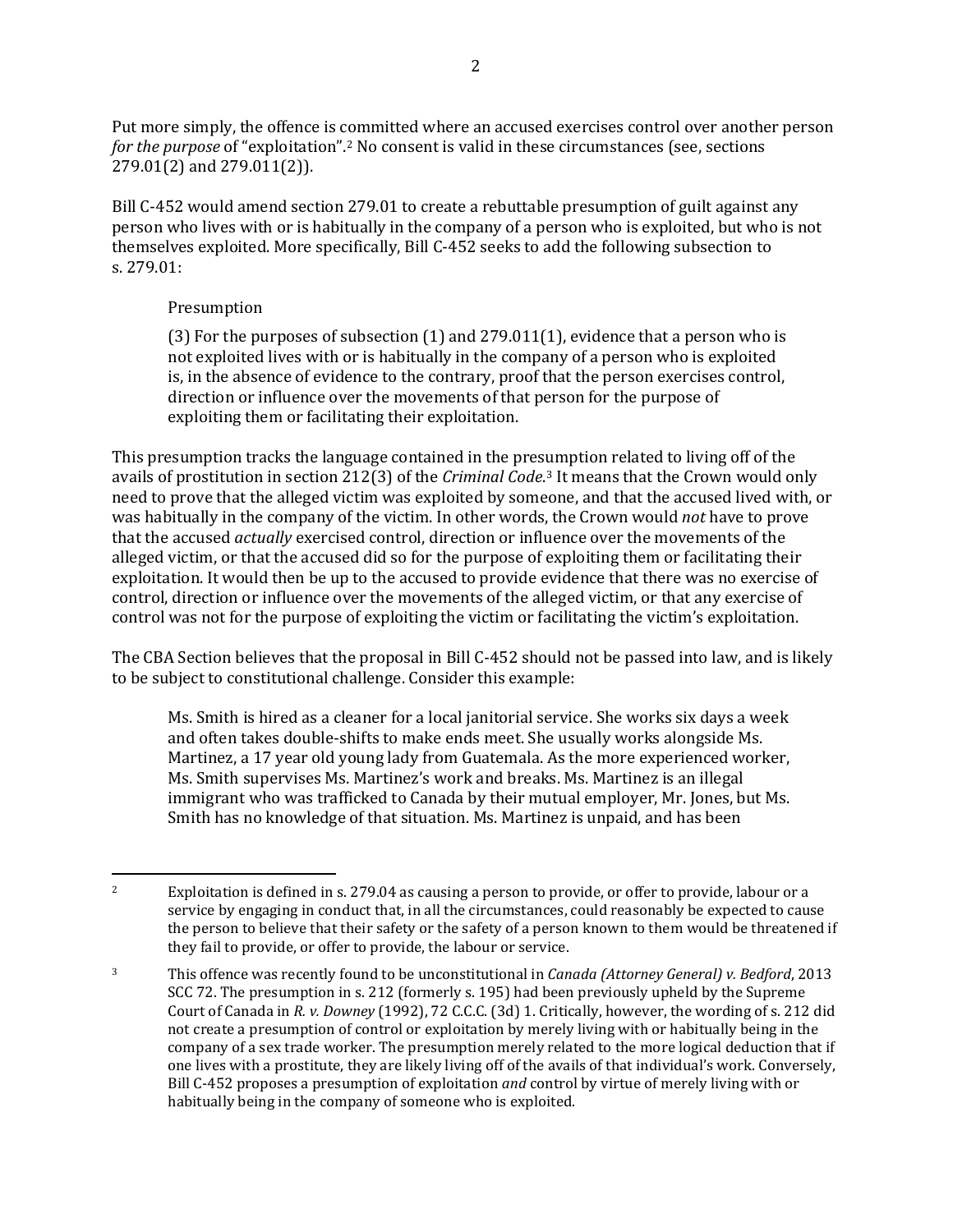Put more simply, the offence is committed where an accused exercises control over another person *for the purpose* of "exploitation".[2] No consent is valid in these circumstances (see, sections 279.01(2) and 279.011(2)).

Bill C-452 would amend section 279.01 to create a rebuttable presumption of guilt against any person who lives with or is habitually in the company of a person who is exploited, but who is not themselves exploited. More specifically, Bill C-452 seeks to add the following subsection to s. 279.01:

> Presumption
>
> (3) For the purposes of subsection (1) and 279.011(1), evidence that a person who is not exploited lives with or is habitually in the company of a person who is exploited is, in the absence of evidence to the contrary, proof that the person exercises control, direction or influence over the movements of that person for the purpose of exploiting them or facilitating their exploitation.

This presumption tracks the language contained in the presumption related to living off of the avails of prostitution in section 212(3) of the *Criminal Code*.[3] It means that the Crown would only need to prove that the alleged victim was exploited by someone, and that the accused lived with, or was habitually in the company of the victim. In other words, the Crown would *not* have to prove that the accused *actually* exercised control, direction or influence over the movements of the alleged victim, or that the accused did so for the purpose of exploiting them or facilitating their exploitation. It would then be up to the accused to provide evidence that there was no exercise of control, direction or influence over the movements of the alleged victim, or that any exercise of control was not for the purpose of exploiting the victim or facilitating the victim's exploitation.

The CBA Section believes that the proposal in Bill C-452 should not be passed into law, and is likely to be subject to constitutional challenge. Consider this example:

> Ms. Smith is hired as a cleaner for a local janitorial service. She works six days a week and often takes double-shifts to make ends meet. She usually works alongside Ms. Martinez, a 17 year old young lady from Guatemala. As the more experienced worker, Ms. Smith supervises Ms. Martinez's work and breaks. Ms. Martinez is an illegal immigrant who was trafficked to Canada by their mutual employer, Mr. Jones, but Ms. Smith has no knowledge of that situation. Ms. Martinez is unpaid, and has been

---

[2] Exploitation is defined in s. 279.04 as causing a person to provide, or offer to provide, labour or a service by engaging in conduct that, in all the circumstances, could reasonably be expected to cause the person to believe that their safety or the safety of a person known to them would be threatened if they fail to provide, or offer to provide, the labour or service.

[3] This offence was recently found to be unconstitutional in *Canada (Attorney General) v. Bedford*, 2013 SCC 72. The presumption in s. 212 (formerly s. 195) had been previously upheld by the Supreme Court of Canada in *R. v. Downey* (1992), 72 C.C.C. (3d) 1. Critically, however, the wording of s. 212 did not create a presumption of control or exploitation by merely living with or habitually being in the company of a sex trade worker. The presumption merely related to the more logical deduction that if one lives with a prostitute, they are likely living off of the avails of that individual's work. Conversely, Bill C-452 proposes a presumption of exploitation *and* control by virtue of merely living with or habitually being in the company of someone who is exploited.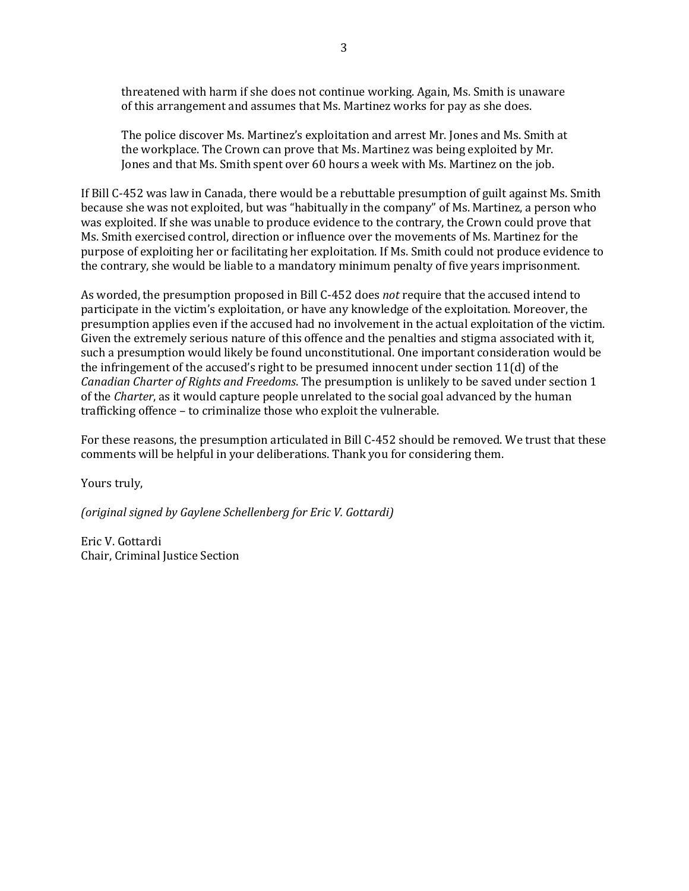> threatened with harm if she does not continue working. Again, Ms. Smith is unaware of this arrangement and assumes that Ms. Martinez works for pay as she does.
>
> The police discover Ms. Martinez's exploitation and arrest Mr. Jones and Ms. Smith at the workplace. The Crown can prove that Ms. Martinez was being exploited by Mr. Jones and that Ms. Smith spent over 60 hours a week with Ms. Martinez on the job.

If Bill C-452 was law in Canada, there would be a rebuttable presumption of guilt against Ms. Smith because she was not exploited, but was "habitually in the company" of Ms. Martinez, a person who was exploited. If she was unable to produce evidence to the contrary, the Crown could prove that Ms. Smith exercised control, direction or influence over the movements of Ms. Martinez for the purpose of exploiting her or facilitating her exploitation. If Ms. Smith could not produce evidence to the contrary, she would be liable to a mandatory minimum penalty of five years imprisonment.

As worded, the presumption proposed in Bill C-452 does *not* require that the accused intend to participate in the victim's exploitation, or have any knowledge of the exploitation. Moreover, the presumption applies even if the accused had no involvement in the actual exploitation of the victim. Given the extremely serious nature of this offence and the penalties and stigma associated with it, such a presumption would likely be found unconstitutional. One important consideration would be the infringement of the accused's right to be presumed innocent under section 11(d) of the *Canadian Charter of Rights and Freedoms*. The presumption is unlikely to be saved under section 1 of the *Charter*, as it would capture people unrelated to the social goal advanced by the human trafficking offence – to criminalize those who exploit the vulnerable.

For these reasons, the presumption articulated in Bill C-452 should be removed. We trust that these comments will be helpful in your deliberations. Thank you for considering them.

Yours truly,

*(original signed by Gaylene Schellenberg for Eric V. Gottardi)*

Eric V. Gottardi
Chair, Criminal Justice Section